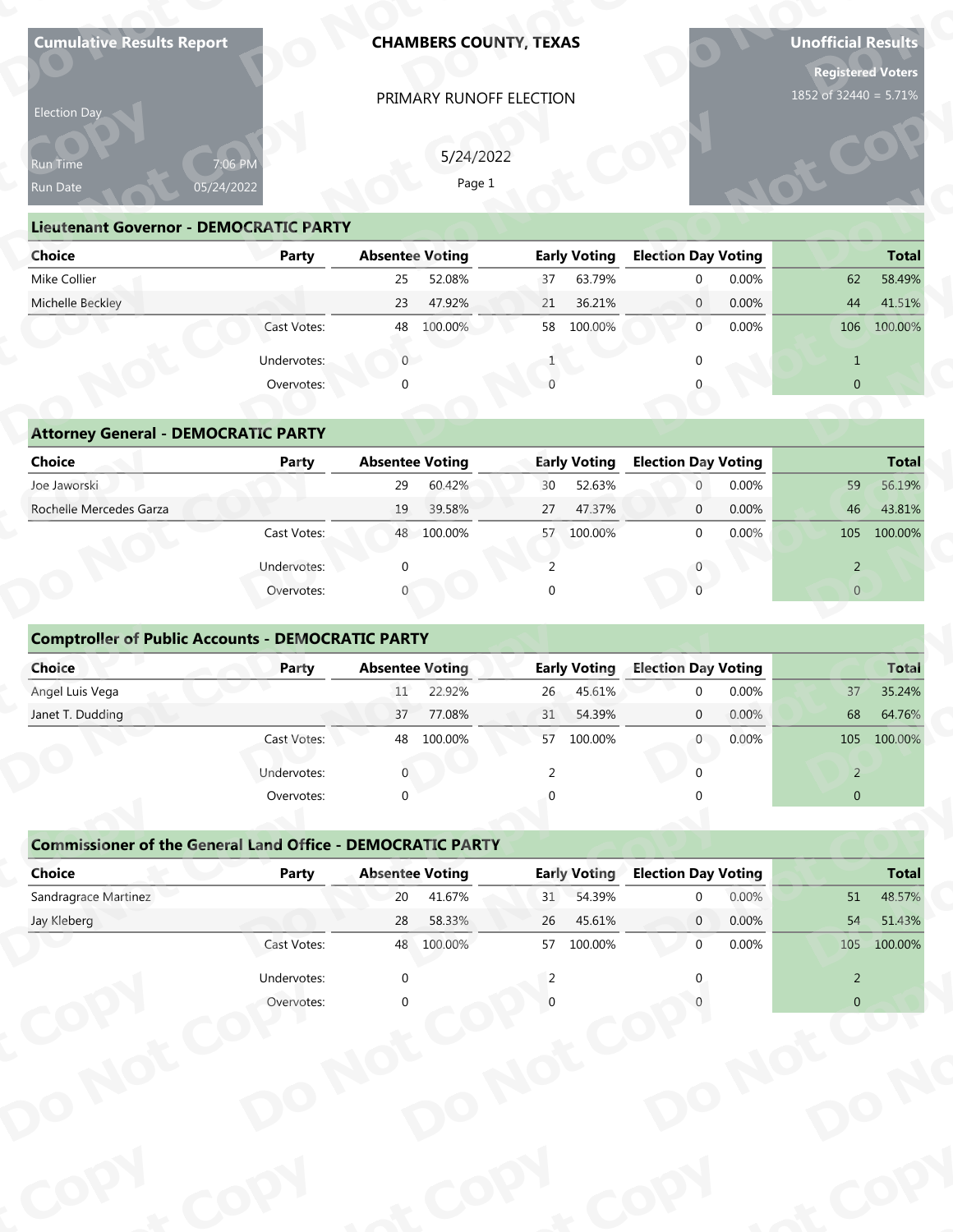**Cumulative Results Report**

Election Day

Run Time 7:06 PM
Run Date 05/24/2022

# CHAMBERS COUNTY, TEXAS

PRIMARY RUNOFF ELECTION

5/24/2022

**Unofficial Results**

**Registered Voters**
1852 of 32440 = 5.71%

## Lieutenant Governor - DEMOCRATIC PARTY

| Choice | Party | Absentee Voting | | Early Voting | | Election Day Voting | | Total | |
|---|---|---|---|---|---|---|---|---|---|
| Mike Collier | | 25 | 52.08% | 37 | 63.79% | 0 | 0.00% | 62 | 58.49% |
| Michelle Beckley | | 23 | 47.92% | 21 | 36.21% | 0 | 0.00% | 44 | 41.51% |
| | Cast Votes: | 48 | 100.00% | 58 | 100.00% | 0 | 0.00% | 106 | 100.00% |
| | Undervotes: | 0 | | 1 | | 0 | | 1 | |
| | Overvotes: | 0 | | 0 | | 0 | | 0 | |

## Attorney General - DEMOCRATIC PARTY

| Choice | Party | Absentee Voting | | Early Voting | | Election Day Voting | | Total | |
|---|---|---|---|---|---|---|---|---|---|
| Joe Jaworski | | 29 | 60.42% | 30 | 52.63% | 0 | 0.00% | 59 | 56.19% |
| Rochelle Mercedes Garza | | 19 | 39.58% | 27 | 47.37% | 0 | 0.00% | 46 | 43.81% |
| | Cast Votes: | 48 | 100.00% | 57 | 100.00% | 0 | 0.00% | 105 | 100.00% |
| | Undervotes: | 0 | | 2 | | 0 | | 2 | |
| | Overvotes: | 0 | | 0 | | 0 | | 0 | |

## Comptroller of Public Accounts - DEMOCRATIC PARTY

| Choice | Party | Absentee Voting | | Early Voting | | Election Day Voting | | Total | |
|---|---|---|---|---|---|---|---|---|---|
| Angel Luis Vega | | 11 | 22.92% | 26 | 45.61% | 0 | 0.00% | 37 | 35.24% |
| Janet T. Dudding | | 37 | 77.08% | 31 | 54.39% | 0 | 0.00% | 68 | 64.76% |
| | Cast Votes: | 48 | 100.00% | 57 | 100.00% | 0 | 0.00% | 105 | 100.00% |
| | Undervotes: | 0 | | 2 | | 0 | | 2 | |
| | Overvotes: | 0 | | 0 | | 0 | | 0 | |

## Commissioner of the General Land Office - DEMOCRATIC PARTY

| Choice | Party | Absentee Voting | | Early Voting | | Election Day Voting | | Total | |
|---|---|---|---|---|---|---|---|---|---|
| Sandragrace Martinez | | 20 | 41.67% | 31 | 54.39% | 0 | 0.00% | 51 | 48.57% |
| Jay Kleberg | | 28 | 58.33% | 26 | 45.61% | 0 | 0.00% | 54 | 51.43% |
| | Cast Votes: | 48 | 100.00% | 57 | 100.00% | 0 | 0.00% | 105 | 100.00% |
| | Undervotes: | 0 | | 2 | | 0 | | 2 | |
| | Overvotes: | 0 | | 0 | | 0 | | 0 | |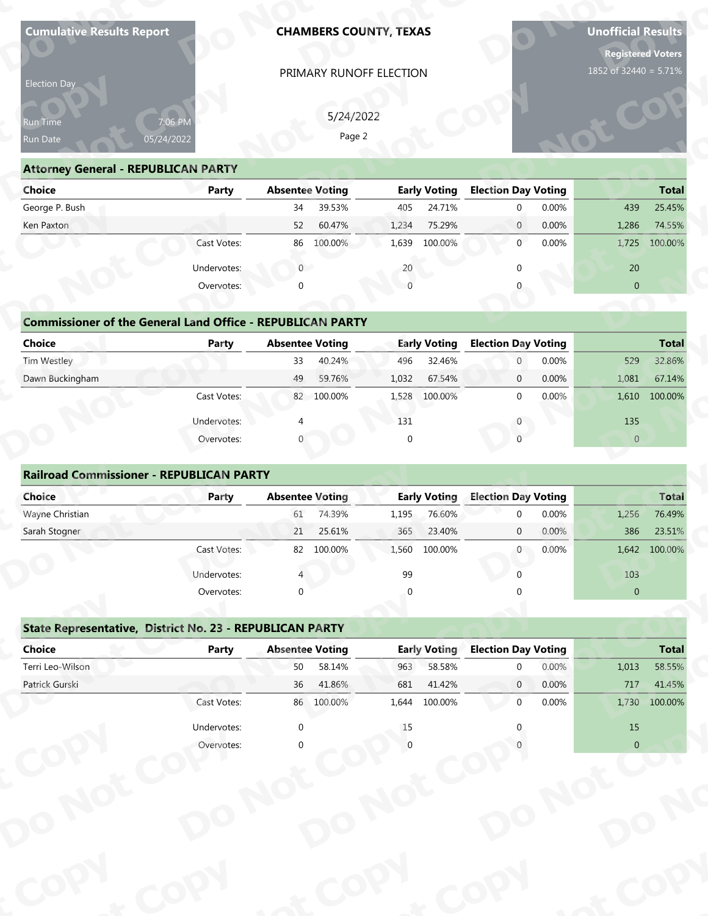**Cumulative Results Report**

Election Day

Run Time 7:06 PM
Run Date 05/24/2022

**CHAMBERS COUNTY, TEXAS**

PRIMARY RUNOFF ELECTION

5/24/2022

Page 2

**Unofficial Results**

**Registered Voters**
1852 of 32440 = 5.71%

## Attorney General - REPUBLICAN PARTY

| Choice | Party | Absentee Voting | | Early Voting | | Election Day Voting | | Total | |
|---|---|---|---|---|---|---|---|---|---|
| George P. Bush | | 34 | 39.53% | 405 | 24.71% | 0 | 0.00% | 439 | 25.45% |
| Ken Paxton | | 52 | 60.47% | 1,234 | 75.29% | 0 | 0.00% | 1,286 | 74.55% |
| | Cast Votes: | 86 | 100.00% | 1,639 | 100.00% | 0 | 0.00% | 1,725 | 100.00% |
| | Undervotes: | 0 | | 20 | | 0 | | 20 | |
| | Overvotes: | 0 | | 0 | | 0 | | 0 | |

## Commissioner of the General Land Office - REPUBLICAN PARTY

| Choice | Party | Absentee Voting | | Early Voting | | Election Day Voting | | Total | |
|---|---|---|---|---|---|---|---|---|---|
| Tim Westley | | 33 | 40.24% | 496 | 32.46% | 0 | 0.00% | 529 | 32.86% |
| Dawn Buckingham | | 49 | 59.76% | 1,032 | 67.54% | 0 | 0.00% | 1,081 | 67.14% |
| | Cast Votes: | 82 | 100.00% | 1,528 | 100.00% | 0 | 0.00% | 1,610 | 100.00% |
| | Undervotes: | 4 | | 131 | | 0 | | 135 | |
| | Overvotes: | 0 | | 0 | | 0 | | 0 | |

## Railroad Commissioner - REPUBLICAN PARTY

| Choice | Party | Absentee Voting | | Early Voting | | Election Day Voting | | Total | |
|---|---|---|---|---|---|---|---|---|---|
| Wayne Christian | | 61 | 74.39% | 1,195 | 76.60% | 0 | 0.00% | 1,256 | 76.49% |
| Sarah Stogner | | 21 | 25.61% | 365 | 23.40% | 0 | 0.00% | 386 | 23.51% |
| | Cast Votes: | 82 | 100.00% | 1,560 | 100.00% | 0 | 0.00% | 1,642 | 100.00% |
| | Undervotes: | 4 | | 99 | | 0 | | 103 | |
| | Overvotes: | 0 | | 0 | | 0 | | 0 | |

## State Representative, District No. 23 - REPUBLICAN PARTY

| Choice | Party | Absentee Voting | | Early Voting | | Election Day Voting | | Total | |
|---|---|---|---|---|---|---|---|---|---|
| Terri Leo-Wilson | | 50 | 58.14% | 963 | 58.58% | 0 | 0.00% | 1,013 | 58.55% |
| Patrick Gurski | | 36 | 41.86% | 681 | 41.42% | 0 | 0.00% | 717 | 41.45% |
| | Cast Votes: | 86 | 100.00% | 1,644 | 100.00% | 0 | 0.00% | 1,730 | 100.00% |
| | Undervotes: | 0 | | 15 | | 0 | | 15 | |
| | Overvotes: | 0 | | 0 | | 0 | | 0 | |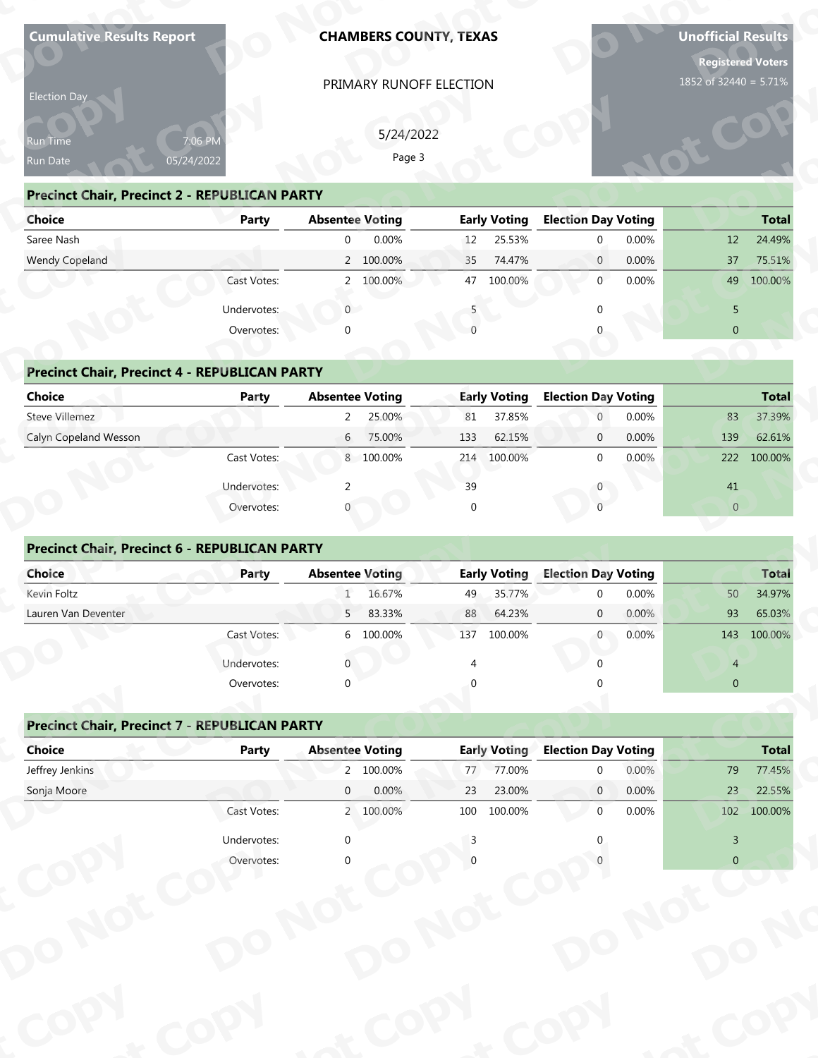**Cumulative Results Report**

Election Day

Run Time 7:06 PM
Run Date 05/24/2022

**CHAMBERS COUNTY, TEXAS**

PRIMARY RUNOFF ELECTION

5/24/2022

**Unofficial Results**

**Registered Voters**
1852 of 32440 = 5.71%

## Precinct Chair, Precinct 2 - REPUBLICAN PARTY

| Choice | Party | Absentee Voting | | Early Voting | | Election Day Voting | | Total | |
|---|---|---|---|---|---|---|---|---|---|
| Saree Nash | | 0 | 0.00% | 12 | 25.53% | 0 | 0.00% | 12 | 24.49% |
| Wendy Copeland | | 2 | 100.00% | 35 | 74.47% | 0 | 0.00% | 37 | 75.51% |
| | Cast Votes: | 2 | 100.00% | 47 | 100.00% | 0 | 0.00% | 49 | 100.00% |
| | Undervotes: | 0 | | 5 | | 0 | | 5 | |
| | Overvotes: | 0 | | 0 | | 0 | | 0 | |

## Precinct Chair, Precinct 4 - REPUBLICAN PARTY

| Choice | Party | Absentee Voting | | Early Voting | | Election Day Voting | | Total | |
|---|---|---|---|---|---|---|---|---|---|
| Steve Villemez | | 2 | 25.00% | 81 | 37.85% | 0 | 0.00% | 83 | 37.39% |
| Calyn Copeland Wesson | | 6 | 75.00% | 133 | 62.15% | 0 | 0.00% | 139 | 62.61% |
| | Cast Votes: | 8 | 100.00% | 214 | 100.00% | 0 | 0.00% | 222 | 100.00% |
| | Undervotes: | 2 | | 39 | | 0 | | 41 | |
| | Overvotes: | 0 | | 0 | | 0 | | 0 | |

## Precinct Chair, Precinct 6 - REPUBLICAN PARTY

| Choice | Party | Absentee Voting | | Early Voting | | Election Day Voting | | Total | |
|---|---|---|---|---|---|---|---|---|---|
| Kevin Foltz | | 1 | 16.67% | 49 | 35.77% | 0 | 0.00% | 50 | 34.97% |
| Lauren Van Deventer | | 5 | 83.33% | 88 | 64.23% | 0 | 0.00% | 93 | 65.03% |
| | Cast Votes: | 6 | 100.00% | 137 | 100.00% | 0 | 0.00% | 143 | 100.00% |
| | Undervotes: | 0 | | 4 | | 0 | | 4 | |
| | Overvotes: | 0 | | 0 | | 0 | | 0 | |

## Precinct Chair, Precinct 7 - REPUBLICAN PARTY

| Choice | Party | Absentee Voting | | Early Voting | | Election Day Voting | | Total | |
|---|---|---|---|---|---|---|---|---|---|
| Jeffrey Jenkins | | 2 | 100.00% | 77 | 77.00% | 0 | 0.00% | 79 | 77.45% |
| Sonja Moore | | 0 | 0.00% | 23 | 23.00% | 0 | 0.00% | 23 | 22.55% |
| | Cast Votes: | 2 | 100.00% | 100 | 100.00% | 0 | 0.00% | 102 | 100.00% |
| | Undervotes: | 0 | | 3 | | 0 | | 3 | |
| | Overvotes: | 0 | | 0 | | 0 | | 0 | |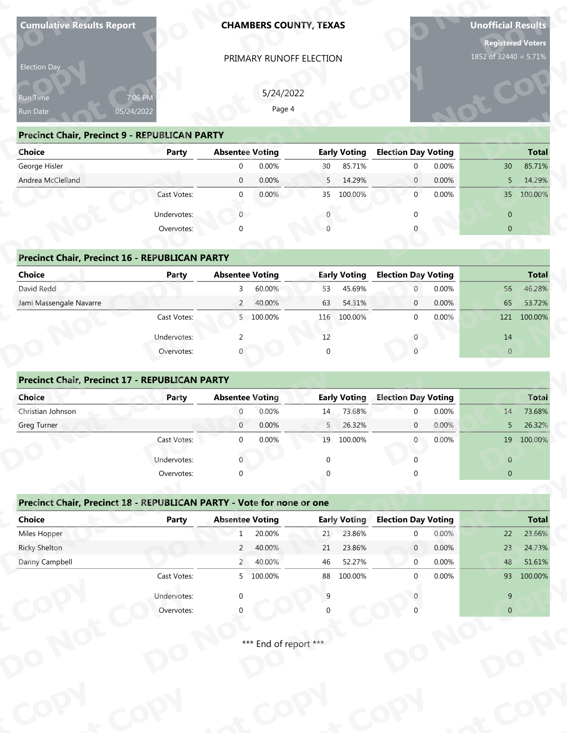| Cumulative Results Report | CHAMBERS COUNTY, TEXAS | Unofficial Results |
|---|---|---|
| Election Day | PRIMARY RUNOFF ELECTION | Registered Voters |
| Run Time 7:06 PM | 5/24/2022 | 1852 of 32440 = 5.71% |
| Run Date 05/24/2022 | | |

## Precinct Chair, Precinct 9 - REPUBLICAN PARTY

| Choice | Party | Absentee Voting | | Early Voting | | Election Day Voting | | Total | |
|---|---|---|---|---|---|---|---|---|---|
| George Hisler | | 0 | 0.00% | 30 | 85.71% | 0 | 0.00% | 30 | 85.71% |
| Andrea McClelland | | 0 | 0.00% | 5 | 14.29% | 0 | 0.00% | 5 | 14.29% |
| | Cast Votes: | 0 | 0.00% | 35 | 100.00% | 0 | 0.00% | 35 | 100.00% |
| | Undervotes: | 0 | | 0 | | 0 | | 0 | |
| | Overvotes: | 0 | | 0 | | 0 | | 0 | |

## Precinct Chair, Precinct 16 - REPUBLICAN PARTY

| Choice | Party | Absentee Voting | | Early Voting | | Election Day Voting | | Total | |
|---|---|---|---|---|---|---|---|---|---|
| David Redd | | 3 | 60.00% | 53 | 45.69% | 0 | 0.00% | 56 | 46.28% |
| Jami Massengale Navarre | | 2 | 40.00% | 63 | 54.31% | 0 | 0.00% | 65 | 53.72% |
| | Cast Votes: | 5 | 100.00% | 116 | 100.00% | 0 | 0.00% | 121 | 100.00% |
| | Undervotes: | 2 | | 12 | | 0 | | 14 | |
| | Overvotes: | 0 | | 0 | | 0 | | 0 | |

## Precinct Chair, Precinct 17 - REPUBLICAN PARTY

| Choice | Party | Absentee Voting | | Early Voting | | Election Day Voting | | Total | |
|---|---|---|---|---|---|---|---|---|---|
| Christian Johnson | | 0 | 0.00% | 14 | 73.68% | 0 | 0.00% | 14 | 73.68% |
| Greg Turner | | 0 | 0.00% | 5 | 26.32% | 0 | 0.00% | 5 | 26.32% |
| | Cast Votes: | 0 | 0.00% | 19 | 100.00% | 0 | 0.00% | 19 | 100.00% |
| | Undervotes: | 0 | | 0 | | 0 | | 0 | |
| | Overvotes: | 0 | | 0 | | 0 | | 0 | |

## Precinct Chair, Precinct 18 - REPUBLICAN PARTY - Vote for none or one

| Choice | Party | Absentee Voting | | Early Voting | | Election Day Voting | | Total | |
|---|---|---|---|---|---|---|---|---|---|
| Miles Hopper | | 1 | 20.00% | 21 | 23.86% | 0 | 0.00% | 22 | 23.66% |
| Ricky Shelton | | 2 | 40.00% | 21 | 23.86% | 0 | 0.00% | 23 | 24.73% |
| Danny Campbell | | 2 | 40.00% | 46 | 52.27% | 0 | 0.00% | 48 | 51.61% |
| | Cast Votes: | 5 | 100.00% | 88 | 100.00% | 0 | 0.00% | 93 | 100.00% |
| | Undervotes: | 0 | | 9 | | 0 | | 9 | |
| | Overvotes: | 0 | | 0 | | 0 | | 0 | |

*** End of report ***